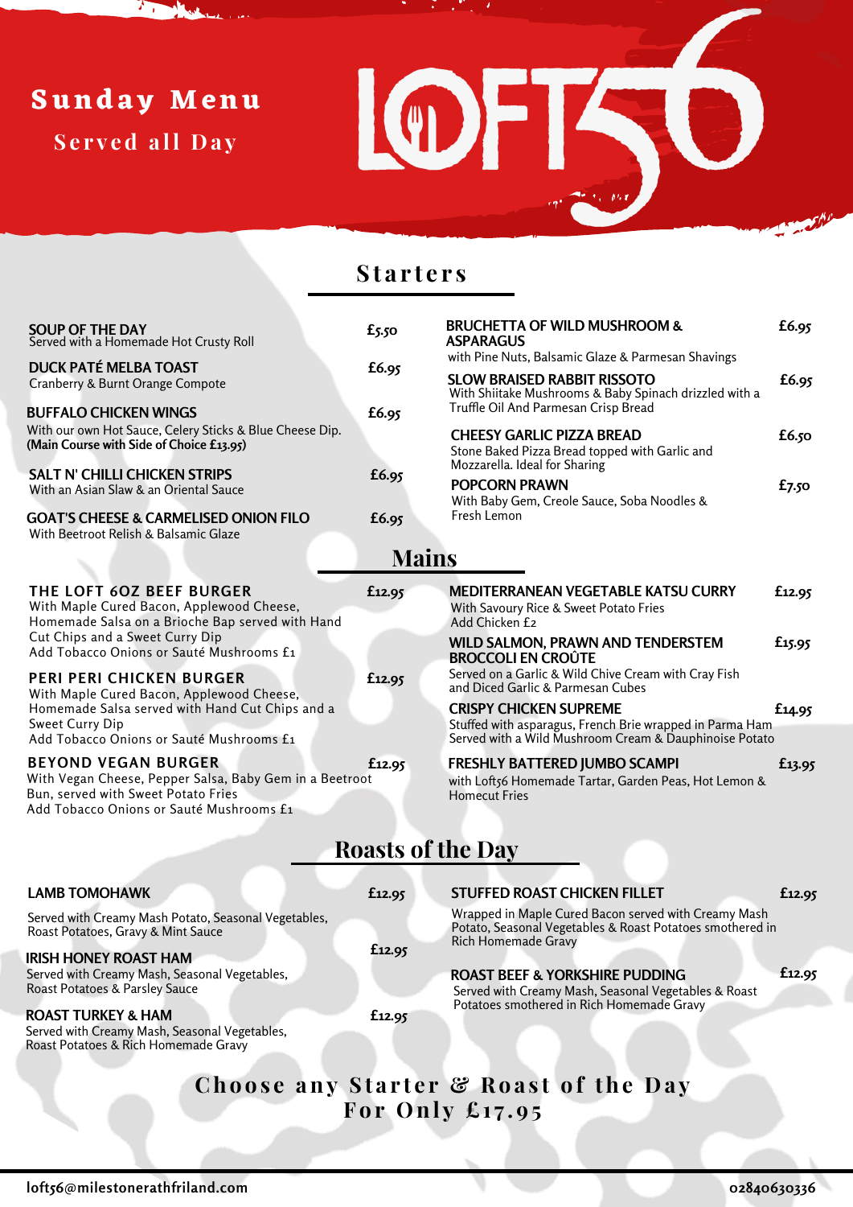# Sunday Menu

Served all Day

LOFT56

## Starters

**SOUP OF THE DAY** £5.50
Served with a Homemade Hot Crusty Roll

**DUCK PATÉ MELBA TOAST** £6.95
Cranberry & Burnt Orange Compote

**BUFFALO CHICKEN WINGS** £6.95
With our own Hot Sauce, Celery Sticks & Blue Cheese Dip.
**(Main Course with Side of Choice £13.95)**

**SALT N' CHILLI CHICKEN STRIPS** £6.95
With an Asian Slaw & an Oriental Sauce

**GOAT'S CHEESE & CARMELISED ONION FILO** £6.95
With Beetroot Relish & Balsamic Glaze

**BRUCHETTA OF WILD MUSHROOM & ASPARAGUS** £6.95
with Pine Nuts, Balsamic Glaze & Parmesan Shavings

**SLOW BRAISED RABBIT RISSOTO** £6.95
With Shiitake Mushrooms & Baby Spinach drizzled with a Truffle Oil And Parmesan Crisp Bread

**CHEESY GARLIC PIZZA BREAD** £6.50
Stone Baked Pizza Bread topped with Garlic and Mozzarella. Ideal for Sharing

**POPCORN PRAWN** £7.50
With Baby Gem, Creole Sauce, Soba Noodles & Fresh Lemon

## Mains

**THE LOFT 6OZ BEEF BURGER** £12.95
With Maple Cured Bacon, Applewood Cheese, Homemade Salsa on a Brioche Bap served with Hand Cut Chips and a Sweet Curry Dip
Add Tobacco Onions or Sauté Mushrooms £1

**PERI PERI CHICKEN BURGER** £12.95
With Maple Cured Bacon, Applewood Cheese, Homemade Salsa served with Hand Cut Chips and a Sweet Curry Dip
Add Tobacco Onions or Sauté Mushrooms £1

**BEYOND VEGAN BURGER** £12.95
With Vegan Cheese, Pepper Salsa, Baby Gem in a Beetroot Bun, served with Sweet Potato Fries
Add Tobacco Onions or Sauté Mushrooms £1

**MEDITERRANEAN VEGETABLE KATSU CURRY** £12.95
With Savoury Rice & Sweet Potato Fries
Add Chicken £2

**WILD SALMON, PRAWN AND TENDERSTEM BROCCOLI EN CROÛTE** £15.95
Served on a Garlic & Wild Chive Cream with Cray Fish and Diced Garlic & Parmesan Cubes

**CRISPY CHICKEN SUPREME** £14.95
Stuffed with asparagus, French Brie wrapped in Parma Ham Served with a Wild Mushroom Cream & Dauphinoise Potato

**FRESHLY BATTERED JUMBO SCAMPI** £13.95
with Loft56 Homemade Tartar, Garden Peas, Hot Lemon & Homecut Fries

## Roasts of the Day

**LAMB TOMOHAWK** £12.95
Served with Creamy Mash Potato, Seasonal Vegetables, Roast Potatoes, Gravy & Mint Sauce

**IRISH HONEY ROAST HAM** £12.95
Served with Creamy Mash, Seasonal Vegetables, Roast Potatoes & Parsley Sauce

**ROAST TURKEY & HAM** £12.95
Served with Creamy Mash, Seasonal Vegetables, Roast Potatoes & Rich Homemade Gravy

**STUFFED ROAST CHICKEN FILLET** £12.95
Wrapped in Maple Cured Bacon served with Creamy Mash Potato, Seasonal Vegetables & Roast Potatoes smothered in Rich Homemade Gravy

**ROAST BEEF & YORKSHIRE PUDDING** £12.95
Served with Creamy Mash, Seasonal Vegetables & Roast Potatoes smothered in Rich Homemade Gravy

**Choose any Starter & Roast of the Day For Only £17.95**

loft56@milestonerathfriland.com
02840630336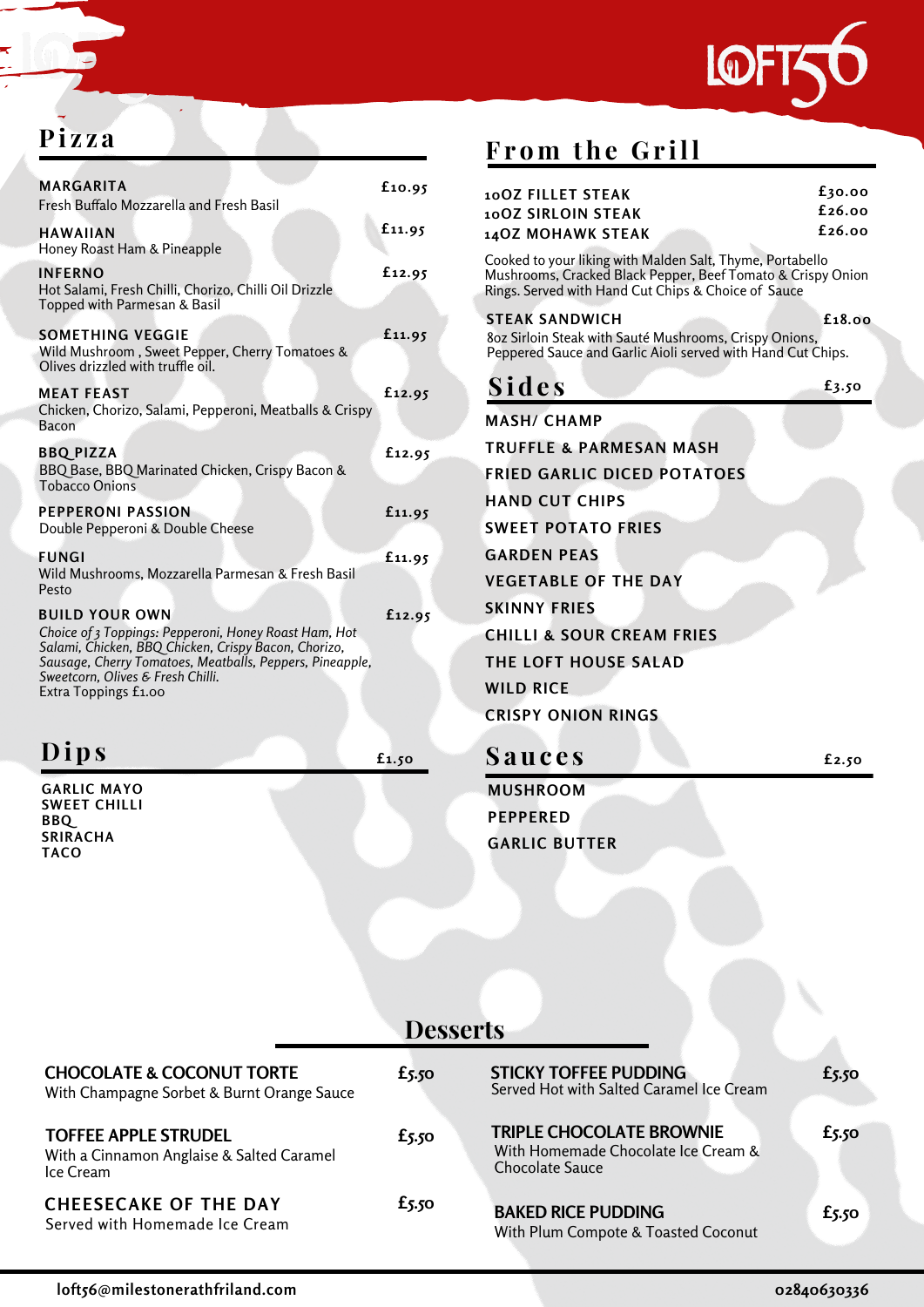## Pizza

**MARGARITA** £10.95
Fresh Buffalo Mozzarella and Fresh Basil

**HAWAIIAN** £11.95
Honey Roast Ham & Pineapple

**INFERNO** £12.95
Hot Salami, Fresh Chilli, Chorizo, Chilli Oil Drizzle
Topped with Parmesan & Basil

**SOMETHING VEGGIE** £11.95
Wild Mushroom , Sweet Pepper, Cherry Tomatoes & Olives drizzled with truffle oil.

**MEAT FEAST** £12.95
Chicken, Chorizo, Salami, Pepperoni, Meatballs & Crispy Bacon

**BBQ PIZZA** £12.95
BBQ Base, BBQ Marinated Chicken, Crispy Bacon & Tobacco Onions

**PEPPERONI PASSION** £11.95
Double Pepperoni & Double Cheese

**FUNGI** £11.95
Wild Mushrooms, Mozzarella Parmesan & Fresh Basil Pesto

**BUILD YOUR OWN** £12.95
*Choice of 3 Toppings: Pepperoni, Honey Roast Ham, Hot Salami, Chicken, BBQ Chicken, Crispy Bacon, Chorizo, Sausage, Cherry Tomatoes, Meatballs, Peppers, Pineapple, Sweetcorn, Olives & Fresh Chilli.*
Extra Toppings £1.00

## Dips £1.50

**GARLIC MAYO**
**SWEET CHILLI**
**BBQ**
**SRIRACHA**
**TACO**

## From the Grill

**10OZ FILLET STEAK** £30.00
**10OZ SIRLOIN STEAK** £26.00
**14OZ MOHAWK STEAK** £26.00

Cooked to your liking with Malden Salt, Thyme, Portabello Mushrooms, Cracked Black Pepper, Beef Tomato & Crispy Onion Rings. Served with Hand Cut Chips & Choice of Sauce

**STEAK SANDWICH** £18.00
8oz Sirloin Steak with Sauté Mushrooms, Crispy Onions, Peppered Sauce and Garlic Aioli served with Hand Cut Chips.

## Sides £3.50

**MASH/ CHAMP**
**TRUFFLE & PARMESAN MASH**
**FRIED GARLIC DICED POTATOES**
**HAND CUT CHIPS**
**SWEET POTATO FRIES**
**GARDEN PEAS**
**VEGETABLE OF THE DAY**
**SKINNY FRIES**
**CHILLI & SOUR CREAM FRIES**
**THE LOFT HOUSE SALAD**
**WILD RICE**
**CRISPY ONION RINGS**

## Sauces £2.50

**MUSHROOM**
**PEPPERED**
**GARLIC BUTTER**

## Desserts

**CHOCOLATE & COCONUT TORTE** £5.50
With Champagne Sorbet & Burnt Orange Sauce

**TOFFEE APPLE STRUDEL** £5.50
With a Cinnamon Anglaise & Salted Caramel Ice Cream

**CHEESECAKE OF THE DAY** £5.50
Served with Homemade Ice Cream

**STICKY TOFFEE PUDDING** £5.50
Served Hot with Salted Caramel Ice Cream

**TRIPLE CHOCOLATE BROWNIE** £5.50
With Homemade Chocolate Ice Cream & Chocolate Sauce

**BAKED RICE PUDDING** £5.50
With Plum Compote & Toasted Coconut

loft56@milestonerathfriland.com 02840630336